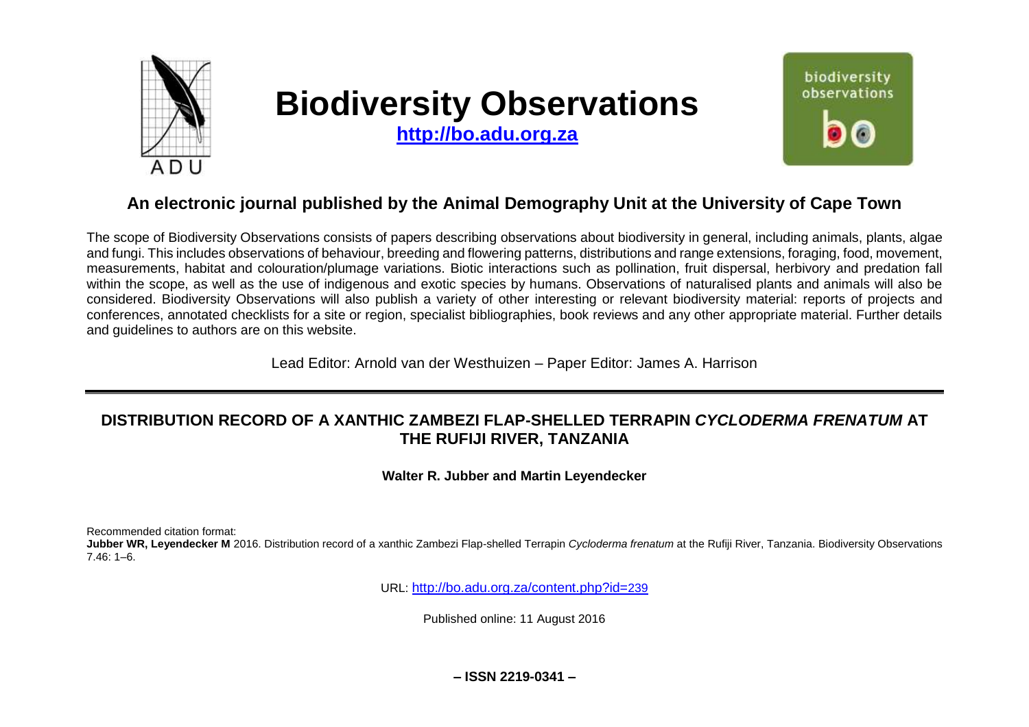# Biodiversity Observations

**http://bo.adu.org.za**

## An electronic journal published by the Animal Demography Unit at the University of Cape Town

The scope of Biodiversity Observations consists of papers describing observations about biodiversity in general, including animals, plants, algae and fungi. This includes observations of behaviour, breeding and flowering patterns, distributions and range extensions, foraging, food, movement, measurements, habitat and colouration/plumage variations. Biotic interactions such as pollination, fruit dispersal, herbivory and predation fall within the scope, as well as the use of indigenous and exotic species by humans. Observations of naturalised plants and animals will also be considered. Biodiversity Observations will also publish a variety of other interesting or relevant biodiversity material: reports of projects and conferences, annotated checklists for a site or region, specialist bibliographies, book reviews and any other appropriate material. Further details and guidelines to authors are on this website.

Lead Editor: Arnold van der Westhuizen – Paper Editor: James A. Harrison

---

# DISTRIBUTION RECORD OF A XANTHIC ZAMBEZI FLAP-SHELLED TERRAPIN *CYCLODERMA FRENATUM* AT THE RUFIJI RIVER, TANZANIA

**Walter R. Jubber and Martin Leyendecker**

Recommended citation format:
**Jubber WR, Leyendecker M** 2016. Distribution record of a xanthic Zambezi Flap-shelled Terrapin *Cycloderma frenatum* at the Rufiji River, Tanzania. Biodiversity Observations 7.46: 1–6.

URL: http://bo.adu.org.za/content.php?id=239

Published online: 11 August 2016

**– ISSN 2219-0341 –**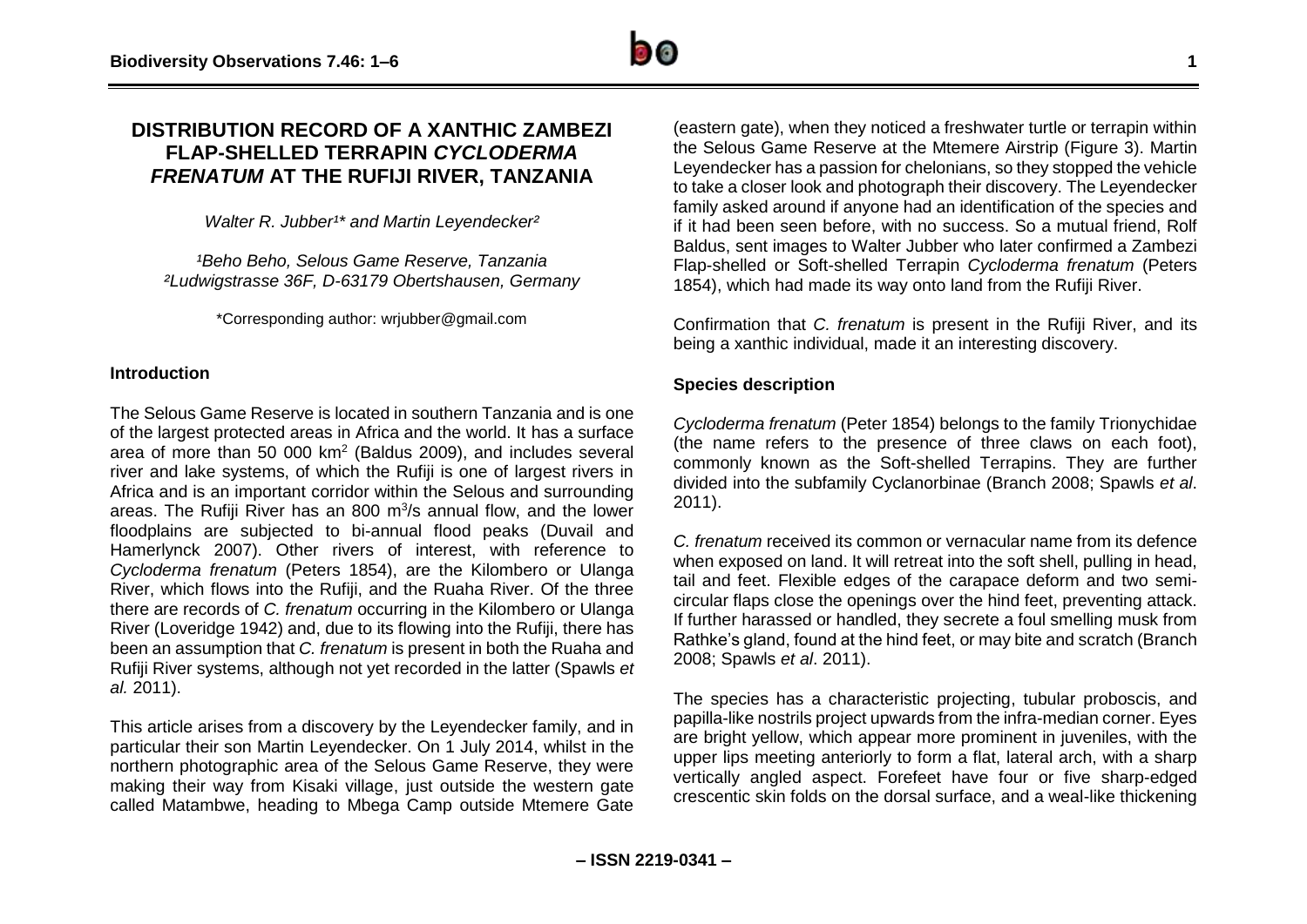# DISTRIBUTION RECORD OF A XANTHIC ZAMBEZI FLAP-SHELLED TERRAPIN *CYCLODERMA FRENATUM* AT THE RUFIJI RIVER, TANZANIA

*Walter R. Jubber[1]* and Martin Leyendecker[2]*

*[1]Beho Beho, Selous Game Reserve, Tanzania*
*[2]Ludwigstrasse 36F, D-63179 Obertshausen, Germany*

*Corresponding author: wrjubber@gmail.com

## Introduction

The Selous Game Reserve is located in southern Tanzania and is one of the largest protected areas in Africa and the world. It has a surface area of more than 50 000 km$^2$ (Baldus 2009), and includes several river and lake systems, of which the Rufiji is one of largest rivers in Africa and is an important corridor within the Selous and surrounding areas. The Rufiji River has an 800 m$^3$/s annual flow, and the lower floodplains are subjected to bi-annual flood peaks (Duvail and Hamerlynck 2007). Other rivers of interest, with reference to *Cycloderma frenatum* (Peters 1854), are the Kilombero or Ulanga River, which flows into the Rufiji, and the Ruaha River. Of the three there are records of *C. frenatum* occurring in the Kilombero or Ulanga River (Loveridge 1942) and, due to its flowing into the Rufiji, there has been an assumption that *C. frenatum* is present in both the Ruaha and Rufiji River systems, although not yet recorded in the latter (Spawls *et al.* 2011).

This article arises from a discovery by the Leyendecker family, and in particular their son Martin Leyendecker. On 1 July 2014, whilst in the northern photographic area of the Selous Game Reserve, they were making their way from Kisaki village, just outside the western gate called Matambwe, heading to Mbega Camp outside Mtemere Gate (eastern gate), when they noticed a freshwater turtle or terrapin within the Selous Game Reserve at the Mtemere Airstrip (Figure 3). Martin Leyendecker has a passion for chelonians, so they stopped the vehicle to take a closer look and photograph their discovery. The Leyendecker family asked around if anyone had an identification of the species and if it had been seen before, with no success. So a mutual friend, Rolf Baldus, sent images to Walter Jubber who later confirmed a Zambezi Flap-shelled or Soft-shelled Terrapin *Cycloderma frenatum* (Peters 1854), which had made its way onto land from the Rufiji River.

Confirmation that *C. frenatum* is present in the Rufiji River, and its being a xanthic individual, made it an interesting discovery.

## Species description

*Cycloderma frenatum* (Peter 1854) belongs to the family Trionychidae (the name refers to the presence of three claws on each foot), commonly known as the Soft-shelled Terrapins. They are further divided into the subfamily Cyclanorbinae (Branch 2008; Spawls *et al*. 2011).

*C. frenatum* received its common or vernacular name from its defence when exposed on land. It will retreat into the soft shell, pulling in head, tail and feet. Flexible edges of the carapace deform and two semi-circular flaps close the openings over the hind feet, preventing attack. If further harassed or handled, they secrete a foul smelling musk from Rathke's gland, found at the hind feet, or may bite and scratch (Branch 2008; Spawls *et al*. 2011).

The species has a characteristic projecting, tubular proboscis, and papilla-like nostrils project upwards from the infra-median corner. Eyes are bright yellow, which appear more prominent in juveniles, with the upper lips meeting anteriorly to form a flat, lateral arch, with a sharp vertically angled aspect. Forefeet have four or five sharp-edged crescentic skin folds on the dorsal surface, and a weal-like thickening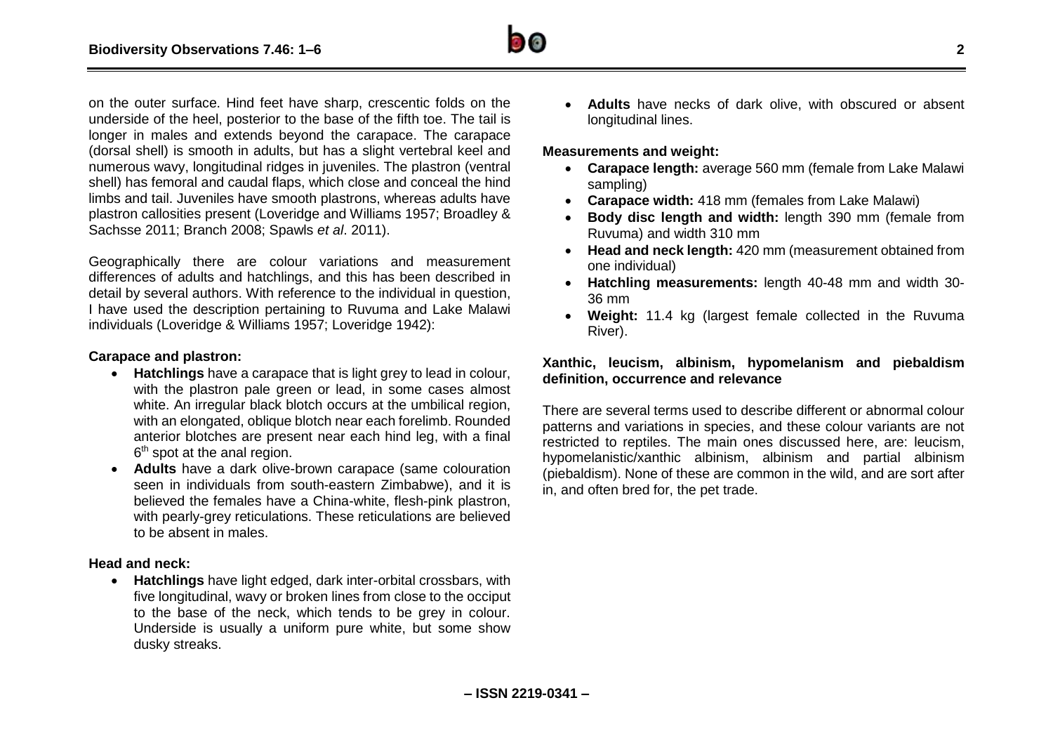on the outer surface. Hind feet have sharp, crescentic folds on the underside of the heel, posterior to the base of the fifth toe. The tail is longer in males and extends beyond the carapace. The carapace (dorsal shell) is smooth in adults, but has a slight vertebral keel and numerous wavy, longitudinal ridges in juveniles. The plastron (ventral shell) has femoral and caudal flaps, which close and conceal the hind limbs and tail. Juveniles have smooth plastrons, whereas adults have plastron callosities present (Loveridge and Williams 1957; Broadley & Sachsse 2011; Branch 2008; Spawls *et al*. 2011).

Geographically there are colour variations and measurement differences of adults and hatchlings, and this has been described in detail by several authors. With reference to the individual in question, I have used the description pertaining to Ruvuma and Lake Malawi individuals (Loveridge & Williams 1957; Loveridge 1942):

**Carapace and plastron:**

- **Hatchlings** have a carapace that is light grey to lead in colour, with the plastron pale green or lead, in some cases almost white. An irregular black blotch occurs at the umbilical region, with an elongated, oblique blotch near each forelimb. Rounded anterior blotches are present near each hind leg, with a final 6th spot at the anal region.
- **Adults** have a dark olive-brown carapace (same colouration seen in individuals from south-eastern Zimbabwe), and it is believed the females have a China-white, flesh-pink plastron, with pearly-grey reticulations. These reticulations are believed to be absent in males.

**Head and neck:**

- **Hatchlings** have light edged, dark inter-orbital crossbars, with five longitudinal, wavy or broken lines from close to the occiput to the base of the neck, which tends to be grey in colour. Underside is usually a uniform pure white, but some show dusky streaks.
- **Adults** have necks of dark olive, with obscured or absent longitudinal lines.

**Measurements and weight:**

- **Carapace length:** average 560 mm (female from Lake Malawi sampling)
- **Carapace width:** 418 mm (females from Lake Malawi)
- **Body disc length and width:** length 390 mm (female from Ruvuma) and width 310 mm
- **Head and neck length:** 420 mm (measurement obtained from one individual)
- **Hatchling measurements:** length 40-48 mm and width 30-36 mm
- **Weight:** 11.4 kg (largest female collected in the Ruvuma River).

**Xanthic, leucism, albinism, hypomelanism and piebaldism definition, occurrence and relevance**

There are several terms used to describe different or abnormal colour patterns and variations in species, and these colour variants are not restricted to reptiles. The main ones discussed here, are: leucism, hypomelanism, hypomelanistic/xanthic albinism, albinism and partial albinism (piebaldism). None of these are common in the wild, and are sort after in, and often bred for, the pet trade.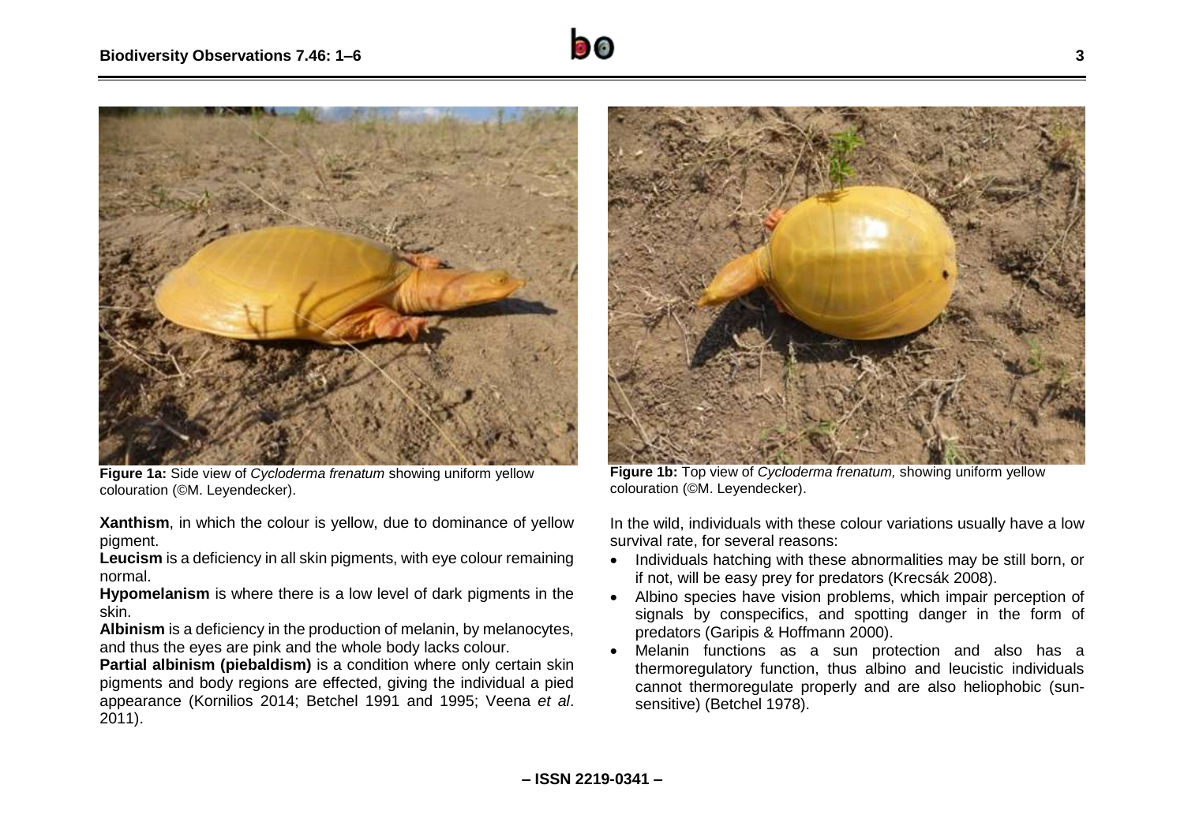**Figure 1a:** Side view of *Cycloderma frenatum* showing uniform yellow colouration (©M. Leyendecker).

**Figure 1b:** Top view of *Cycloderma frenatum,* showing uniform yellow colouration (©M. Leyendecker).

**Xanthism**, in which the colour is yellow, due to dominance of yellow pigment.

**Leucism** is a deficiency in all skin pigments, with eye colour remaining normal.

**Hypomelanism** is where there is a low level of dark pigments in the skin.

**Albinism** is a deficiency in the production of melanin, by melanocytes, and thus the eyes are pink and the whole body lacks colour.

**Partial albinism (piebaldism)** is a condition where only certain skin pigments and body regions are effected, giving the individual a pied appearance (Kornilios 2014; Betchel 1991 and 1995; Veena *et al*. 2011).

In the wild, individuals with these colour variations usually have a low survival rate, for several reasons:

- Individuals hatching with these abnormalities may be still born, or if not, will be easy prey for predators (Krecsák 2008).
- Albino species have vision problems, which impair perception of signals by conspecifics, and spotting danger in the form of predators (Garipis & Hoffmann 2000).
- Melanin functions as a sun protection and also has a thermoregulatory function, thus albino and leucistic individuals cannot thermoregulate properly and are also heliophobic (sun-sensitive) (Betchel 1978).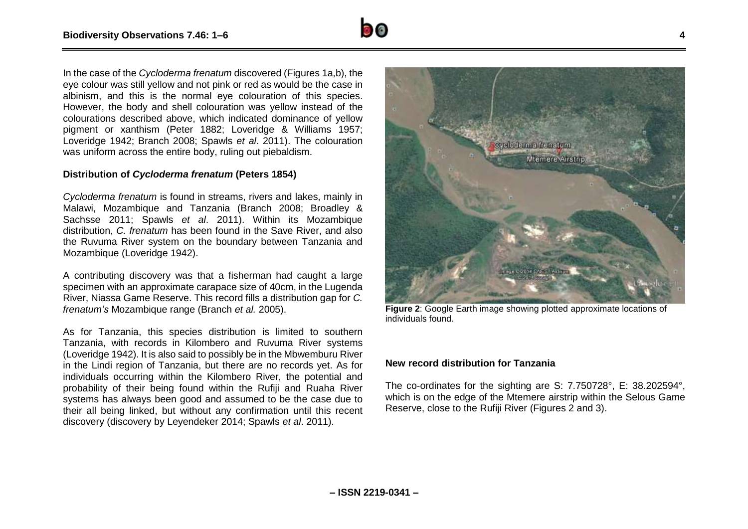In the case of the *Cycloderma frenatum* discovered (Figures 1a,b), the eye colour was still yellow and not pink or red as would be the case in albinism, and this is the normal eye colouration of this species. However, the body and shell colouration was yellow instead of the colourations described above, which indicated dominance of yellow pigment or xanthism (Peter 1882; Loveridge & Williams 1957; Loveridge 1942; Branch 2008; Spawls *et al*. 2011). The colouration was uniform across the entire body, ruling out piebaldism.

### Distribution of *Cycloderma frenatum* (Peters 1854)

*Cycloderma frenatum* is found in streams, rivers and lakes, mainly in Malawi, Mozambique and Tanzania (Branch 2008; Broadley & Sachsse 2011; Spawls *et al*. 2011). Within its Mozambique distribution, *C. frenatum* has been found in the Save River, and also the Ruvuma River system on the boundary between Tanzania and Mozambique (Loveridge 1942).

A contributing discovery was that a fisherman had caught a large specimen with an approximate carapace size of 40cm, in the Lugenda River, Niassa Game Reserve. This record fills a distribution gap for *C. frenatum's* Mozambique range (Branch *et al.* 2005).

As for Tanzania, this species distribution is limited to southern Tanzania, with records in Kilombero and Ruvuma River systems (Loveridge 1942). It is also said to possibly be in the Mbwemburu River in the Lindi region of Tanzania, but there are no records yet. As for individuals occurring within the Kilombero River, the potential and probability of their being found within the Rufiji and Ruaha River systems has always been good and assumed to be the case due to their all being linked, but without any confirmation until this recent discovery (discovery by Leyendeker 2014; Spawls *et al*. 2011).

**Figure 2**: Google Earth image showing plotted approximate locations of individuals found.

### New record distribution for Tanzania

The co-ordinates for the sighting are S: 7.750728°, E: 38.202594°, which is on the edge of the Mtemere airstrip within the Selous Game Reserve, close to the Rufiji River (Figures 2 and 3).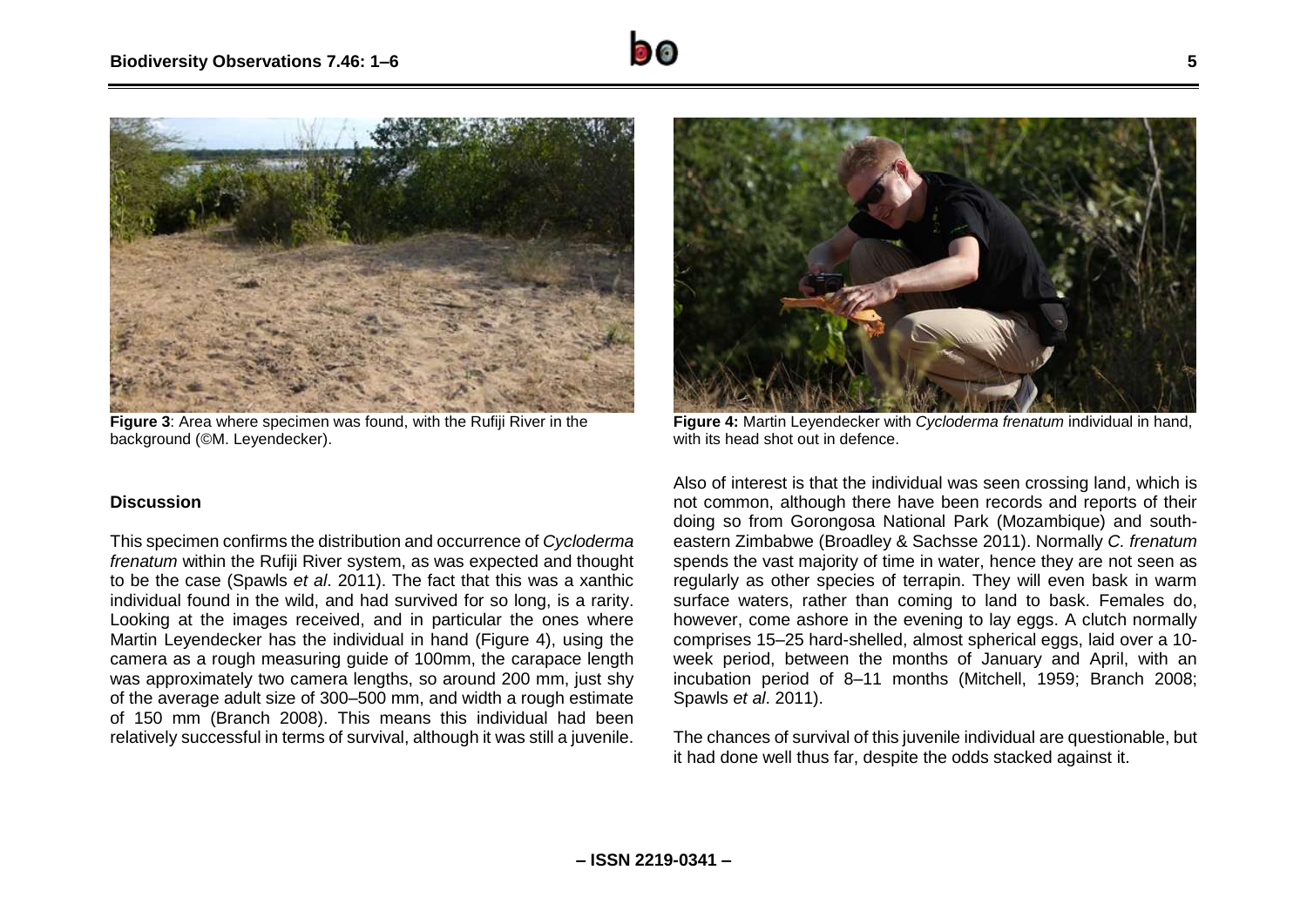**Figure 3**: Area where specimen was found, with the Rufiji River in the background (©M. Leyendecker).

**Figure 4:** Martin Leyendecker with *Cycloderma frenatum* individual in hand, with its head shot out in defence.

#### Discussion

This specimen confirms the distribution and occurrence of *Cycloderma frenatum* within the Rufiji River system, as was expected and thought to be the case (Spawls *et al*. 2011). The fact that this was a xanthic individual found in the wild, and had survived for so long, is a rarity. Looking at the images received, and in particular the ones where Martin Leyendecker has the individual in hand (Figure 4), using the camera as a rough measuring guide of 100mm, the carapace length was approximately two camera lengths, so around 200 mm, just shy of the average adult size of 300–500 mm, and width a rough estimate of 150 mm (Branch 2008). This means this individual had been relatively successful in terms of survival, although it was still a juvenile.

Also of interest is that the individual was seen crossing land, which is not common, although there have been records and reports of their doing so from Gorongosa National Park (Mozambique) and south-eastern Zimbabwe (Broadley & Sachsse 2011). Normally *C. frenatum* spends the vast majority of time in water, hence they are not seen as regularly as other species of terrapin. They will even bask in warm surface waters, rather than coming to land to bask. Females do, however, come ashore in the evening to lay eggs. A clutch normally comprises 15–25 hard-shelled, almost spherical eggs, laid over a 10-week period, between the months of January and April, with an incubation period of 8–11 months (Mitchell, 1959; Branch 2008; Spawls *et al*. 2011).

The chances of survival of this juvenile individual are questionable, but it had done well thus far, despite the odds stacked against it.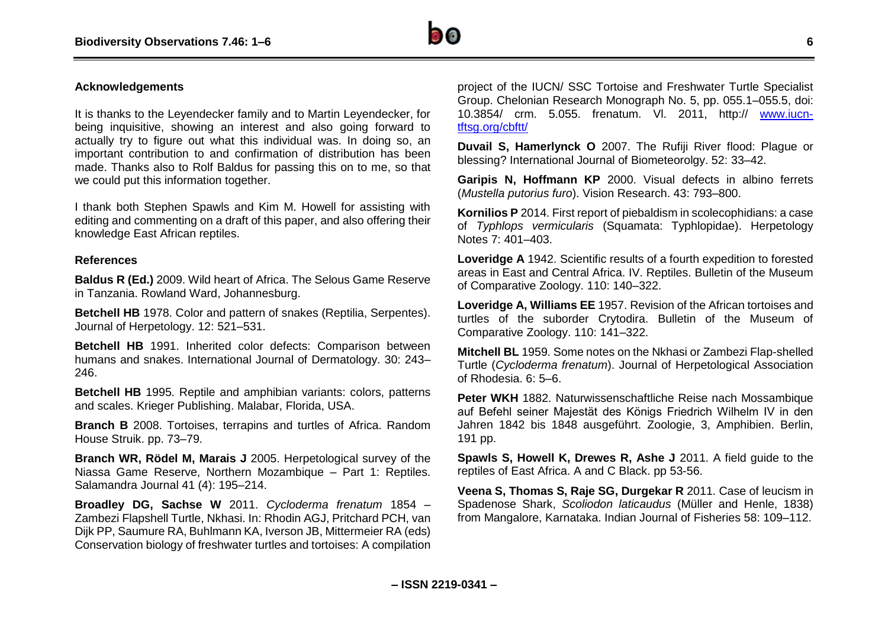### Acknowledgements

It is thanks to the Leyendecker family and to Martin Leyendecker, for being inquisitive, showing an interest and also going forward to actually try to figure out what this individual was. In doing so, an important contribution to and confirmation of distribution has been made. Thanks also to Rolf Baldus for passing this on to me, so that we could put this information together.

I thank both Stephen Spawls and Kim M. Howell for assisting with editing and commenting on a draft of this paper, and also offering their knowledge East African reptiles.

### References

**Baldus R (Ed.)** 2009. Wild heart of Africa. The Selous Game Reserve in Tanzania. Rowland Ward, Johannesburg.

**Betchell HB** 1978. Color and pattern of snakes (Reptilia, Serpentes). Journal of Herpetology. 12: 521–531.

**Betchell HB** 1991. Inherited color defects: Comparison between humans and snakes. International Journal of Dermatology. 30: 243–246.

**Betchell HB** 1995. Reptile and amphibian variants: colors, patterns and scales. Krieger Publishing. Malabar, Florida, USA.

**Branch B** 2008. Tortoises, terrapins and turtles of Africa. Random House Struik. pp. 73–79.

**Branch WR, Rödel M, Marais J** 2005. Herpetological survey of the Niassa Game Reserve, Northern Mozambique – Part 1: Reptiles. Salamandra Journal 41 (4): 195–214.

**Broadley DG, Sachse W** 2011. *Cycloderma frenatum* 1854 – Zambezi Flapshell Turtle, Nkhasi. In: Rhodin AGJ, Pritchard PCH, van Dijk PP, Saumure RA, Buhlmann KA, Iverson JB, Mittermeier RA (eds) Conservation biology of freshwater turtles and tortoises: A compilation project of the IUCN/ SSC Tortoise and Freshwater Turtle Specialist Group. Chelonian Research Monograph No. 5, pp. 055.1–055.5, doi: 10.3854/ crm. 5.055. frenatum. Vl. 2011, http:// www.iucn-tftsg.org/cbftt/

**Duvail S, Hamerlynck O** 2007. The Rufiji River flood: Plague or blessing? International Journal of Biometeorolgy. 52: 33–42.

**Garipis N, Hoffmann KP** 2000. Visual defects in albino ferrets (*Mustella putorius furo*). Vision Research. 43: 793–800.

**Kornilios P** 2014. First report of piebaldism in scolecophidians: a case of *Typhlops vermicularis* (Squamata: Typhlopidae). Herpetology Notes 7: 401–403.

**Loveridge A** 1942. Scientific results of a fourth expedition to forested areas in East and Central Africa. IV. Reptiles. Bulletin of the Museum of Comparative Zoology. 110: 140–322.

**Loveridge A, Williams EE** 1957. Revision of the African tortoises and turtles of the suborder Crytodira. Bulletin of the Museum of Comparative Zoology. 110: 141–322.

**Mitchell BL** 1959. Some notes on the Nkhasi or Zambezi Flap-shelled Turtle (*Cycloderma frenatum*). Journal of Herpetological Association of Rhodesia. 6: 5–6.

**Peter WKH** 1882. Naturwissenschaftliche Reise nach Mossambique auf Befehl seiner Majestät des Königs Friedrich Wilhelm IV in den Jahren 1842 bis 1848 ausgeführt. Zoologie, 3, Amphibien. Berlin, 191 pp.

**Spawls S, Howell K, Drewes R, Ashe J** 2011. A field guide to the reptiles of East Africa. A and C Black. pp 53-56.

**Veena S, Thomas S, Raje SG, Durgekar R** 2011. Case of leucism in Spadenose Shark, *Scoliodon laticaudus* (Müller and Henle, 1838) from Mangalore, Karnataka. Indian Journal of Fisheries 58: 109–112.